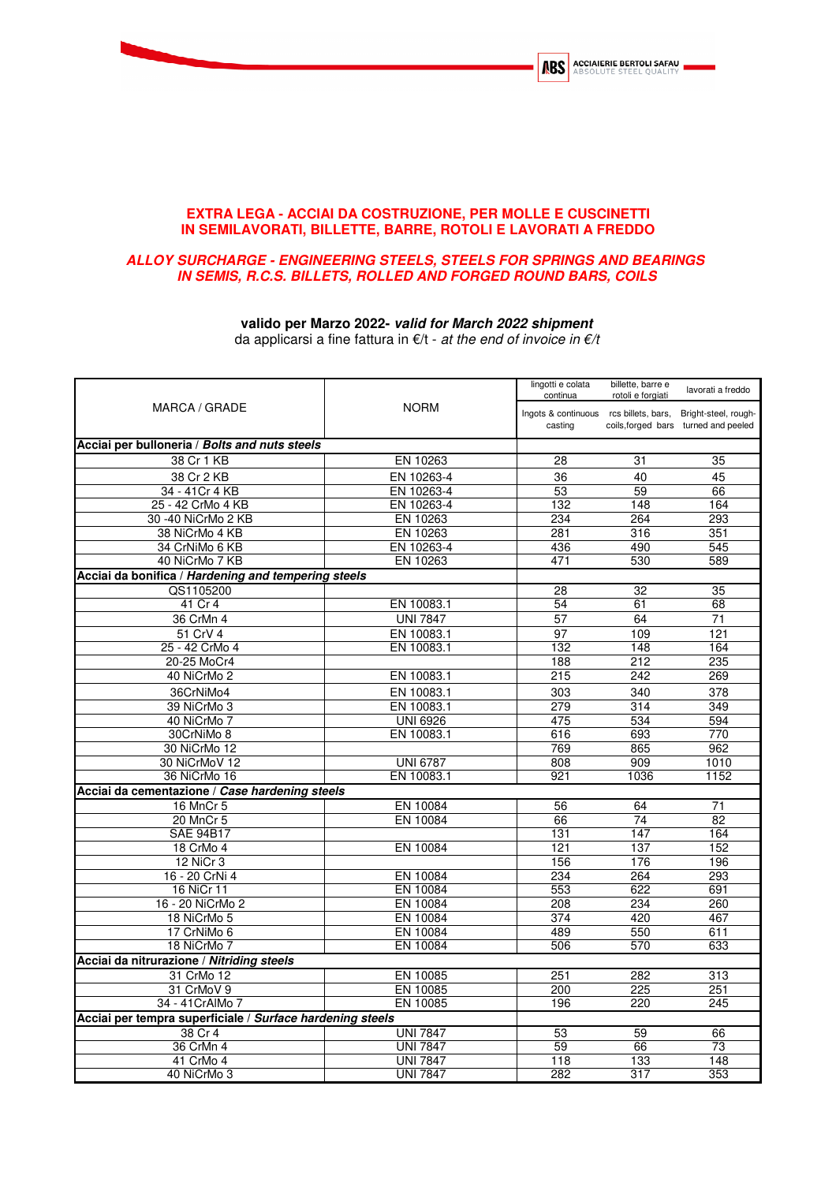## EXTRA LEGA - ACCIAI DA COSTRUZIONE, PER MOLLE E CUSCINETTI IN SEMILAVORATI, BILLETTE, BARRE, ROTOLI E LAVORATI A FREDDO

## *ALLOY SURCHARGE - ENGINEERING STEELS, STEELS FOR SPRINGS AND BEARINGS IN SEMIS, R.C.S. BILLETS, ROLLED AND FORGED ROUND BARS, COILS*

**valido per Marzo 2022-** ***valid for March 2022 shipment***

da applicarsi a fine fattura in €/t - *at the end of invoice in €/t*

| MARCA / GRADE | NORM | lingotti e colata continua<br>Ingots & continuous casting | billette, barre e rotoli e forgiati<br>rcs billets, bars, coils,forged bars | lavorati a freddo<br>Bright-steel, rough-turned and peeled |
|---|---|---|---|---|
| **Acciai per bulloneria** / ***Bolts and nuts steels*** | | | | |
| 38 Cr 1 KB | EN 10263 | 28 | 31 | 35 |
| 38 Cr 2 KB | EN 10263-4 | 36 | 40 | 45 |
| 34 - 41Cr 4 KB | EN 10263-4 | 53 | 59 | 66 |
| 25 - 42 CrMo 4 KB | EN 10263-4 | 132 | 148 | 164 |
| 30 -40 NiCrMo 2 KB | EN 10263 | 234 | 264 | 293 |
| 38 NiCrMo 4 KB | EN 10263 | 281 | 316 | 351 |
| 34 CrNiMo 6 KB | EN 10263-4 | 436 | 490 | 545 |
| 40 NiCrMo 7 KB | EN 10263 | 471 | 530 | 589 |
| **Acciai da bonifica** / ***Hardening and tempering steels*** | | | | |
| QS1105200 | | 28 | 32 | 35 |
| 41 Cr 4 | EN 10083.1 | 54 | 61 | 68 |
| 36 CrMn 4 | UNI 7847 | 57 | 64 | 71 |
| 51 CrV 4 | EN 10083.1 | 97 | 109 | 121 |
| 25 - 42 CrMo 4 | EN 10083.1 | 132 | 148 | 164 |
| 20-25 MoCr4 | | 188 | 212 | 235 |
| 40 NiCrMo 2 | EN 10083.1 | 215 | 242 | 269 |
| 36CrNiMo4 | EN 10083.1 | 303 | 340 | 378 |
| 39 NiCrMo 3 | EN 10083.1 | 279 | 314 | 349 |
| 40 NiCrMo 7 | UNI 6926 | 475 | 534 | 594 |
| 30CrNiMo 8 | EN 10083.1 | 616 | 693 | 770 |
| 30 NiCrMo 12 | | 769 | 865 | 962 |
| 30 NiCrMoV 12 | UNI 6787 | 808 | 909 | 1010 |
| 36 NiCrMo 16 | EN 10083.1 | 921 | 1036 | 1152 |
| **Acciai da cementazione** / ***Case hardening steels*** | | | | |
| 16 MnCr 5 | EN 10084 | 56 | 64 | 71 |
| 20 MnCr 5 | EN 10084 | 66 | 74 | 82 |
| SAE 94B17 | | 131 | 147 | 164 |
| 18 CrMo 4 | EN 10084 | 121 | 137 | 152 |
| 12 NiCr 3 | | 156 | 176 | 196 |
| 16 - 20 CrNi 4 | EN 10084 | 234 | 264 | 293 |
| 16 NiCr 11 | EN 10084 | 553 | 622 | 691 |
| 16 - 20 NiCrMo 2 | EN 10084 | 208 | 234 | 260 |
| 18 NiCrMo 5 | EN 10084 | 374 | 420 | 467 |
| 17 CrNiMo 6 | EN 10084 | 489 | 550 | 611 |
| 18 NiCrMo 7 | EN 10084 | 506 | 570 | 633 |
| **Acciai da nitrurazione** / ***Nitriding steels*** | | | | |
| 31 CrMo 12 | EN 10085 | 251 | 282 | 313 |
| 31 CrMoV 9 | EN 10085 | 200 | 225 | 251 |
| 34 - 41CrAlMo 7 | EN 10085 | 196 | 220 | 245 |
| **Acciai per tempra superficiale** / ***Surface hardening steels*** | | | | |
| 38 Cr 4 | UNI 7847 | 53 | 59 | 66 |
| 36 CrMn 4 | UNI 7847 | 59 | 66 | 73 |
| 41 CrMo 4 | UNI 7847 | 118 | 133 | 148 |
| 40 NiCrMo 3 | UNI 7847 | 282 | 317 | 353 |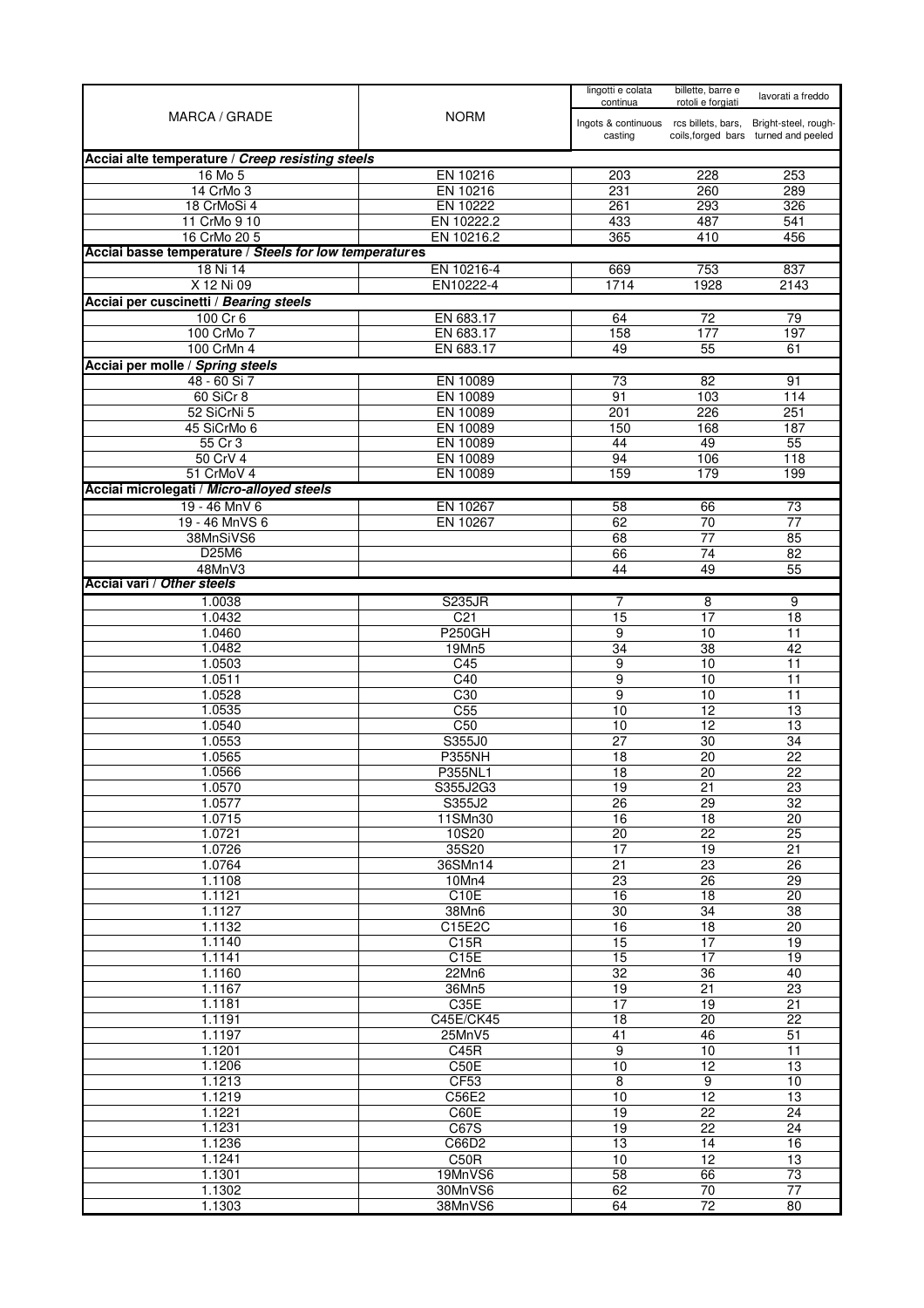| MARCA / GRADE | NORM | lingotti e colata continua<br>Ingots & continuous casting | billette, barre e rotoli e forgiati<br>rcs billets, bars, coils,forged bars | lavorati a freddo<br>Bright-steel, rough-turned and peeled |
|---|---|---|---|---|
| **Acciai alte temperature / *Creep resisting steels*** | | | | |
| 16 Mo 5 | EN 10216 | 203 | 228 | 253 |
| 14 CrMo 3 | EN 10216 | 231 | 260 | 289 |
| 18 CrMoSi 4 | EN 10222 | 261 | 293 | 326 |
| 11 CrMo 9 10 | EN 10222.2 | 433 | 487 | 541 |
| 16 CrMo 20 5 | EN 10216.2 | 365 | 410 | 456 |
| **Acciai basse temperature / *Steels for low temperatures*** | | | | |
| 18 Ni 14 | EN 10216-4 | 669 | 753 | 837 |
| X 12 Ni 09 | EN10222-4 | 1714 | 1928 | 2143 |
| **Acciai per cuscinetti / *Bearing steels*** | | | | |
| 100 Cr 6 | EN 683.17 | 64 | 72 | 79 |
| 100 CrMo 7 | EN 683.17 | 158 | 177 | 197 |
| 100 CrMn 4 | EN 683.17 | 49 | 55 | 61 |
| **Acciai per molle / *Spring steels*** | | | | |
| 48 - 60 Si 7 | EN 10089 | 73 | 82 | 91 |
| 60 SiCr 8 | EN 10089 | 91 | 103 | 114 |
| 52 SiCrNi 5 | EN 10089 | 201 | 226 | 251 |
| 45 SiCrMo 6 | EN 10089 | 150 | 168 | 187 |
| 55 Cr 3 | EN 10089 | 44 | 49 | 55 |
| 50 CrV 4 | EN 10089 | 94 | 106 | 118 |
| 51 CrMoV 4 | EN 10089 | 159 | 179 | 199 |
| **Acciai microlegati / *Micro-alloyed steels*** | | | | |
| 19 - 46 MnV 6 | EN 10267 | 58 | 66 | 73 |
| 19 - 46 MnVS 6 | EN 10267 | 62 | 70 | 77 |
| 38MnSiVS6 | | 68 | 77 | 85 |
| D25M6 | | 66 | 74 | 82 |
| 48MnV3 | | 44 | 49 | 55 |
| **Acciai vari / *Other steels*** | | | | |
| 1.0038 | S235JR | 7 | 8 | 9 |
| 1.0432 | C21 | 15 | 17 | 18 |
| 1.0460 | P250GH | 9 | 10 | 11 |
| 1.0482 | 19Mn5 | 34 | 38 | 42 |
| 1.0503 | C45 | 9 | 10 | 11 |
| 1.0511 | C40 | 9 | 10 | 11 |
| 1.0528 | C30 | 9 | 10 | 11 |
| 1.0535 | C55 | 10 | 12 | 13 |
| 1.0540 | C50 | 10 | 12 | 13 |
| 1.0553 | S355J0 | 27 | 30 | 34 |
| 1.0565 | P355NH | 18 | 20 | 22 |
| 1.0566 | P355NL1 | 18 | 20 | 22 |
| 1.0570 | S355J2G3 | 19 | 21 | 23 |
| 1.0577 | S355J2 | 26 | 29 | 32 |
| 1.0715 | 11SMn30 | 16 | 18 | 20 |
| 1.0721 | 10S20 | 20 | 22 | 25 |
| 1.0726 | 35S20 | 17 | 19 | 21 |
| 1.0764 | 36SMn14 | 21 | 23 | 26 |
| 1.1108 | 10Mn4 | 23 | 26 | 29 |
| 1.1121 | C10E | 16 | 18 | 20 |
| 1.1127 | 38Mn6 | 30 | 34 | 38 |
| 1.1132 | C15E2C | 16 | 18 | 20 |
| 1.1140 | C15R | 15 | 17 | 19 |
| 1.1141 | C15E | 15 | 17 | 19 |
| 1.1160 | 22Mn6 | 32 | 36 | 40 |
| 1.1167 | 36Mn5 | 19 | 21 | 23 |
| 1.1181 | C35E | 17 | 19 | 21 |
| 1.1191 | C45E/CK45 | 18 | 20 | 22 |
| 1.1197 | 25MnV5 | 41 | 46 | 51 |
| 1.1201 | C45R | 9 | 10 | 11 |
| 1.1206 | C50E | 10 | 12 | 13 |
| 1.1213 | CF53 | 8 | 9 | 10 |
| 1.1219 | C56E2 | 10 | 12 | 13 |
| 1.1221 | C60E | 19 | 22 | 24 |
| 1.1231 | C67S | 19 | 22 | 24 |
| 1.1236 | C66D2 | 13 | 14 | 16 |
| 1.1241 | C50R | 10 | 12 | 13 |
| 1.1301 | 19MnVS6 | 58 | 66 | 73 |
| 1.1302 | 30MnVS6 | 62 | 70 | 77 |
| 1.1303 | 38MnVS6 | 64 | 72 | 80 |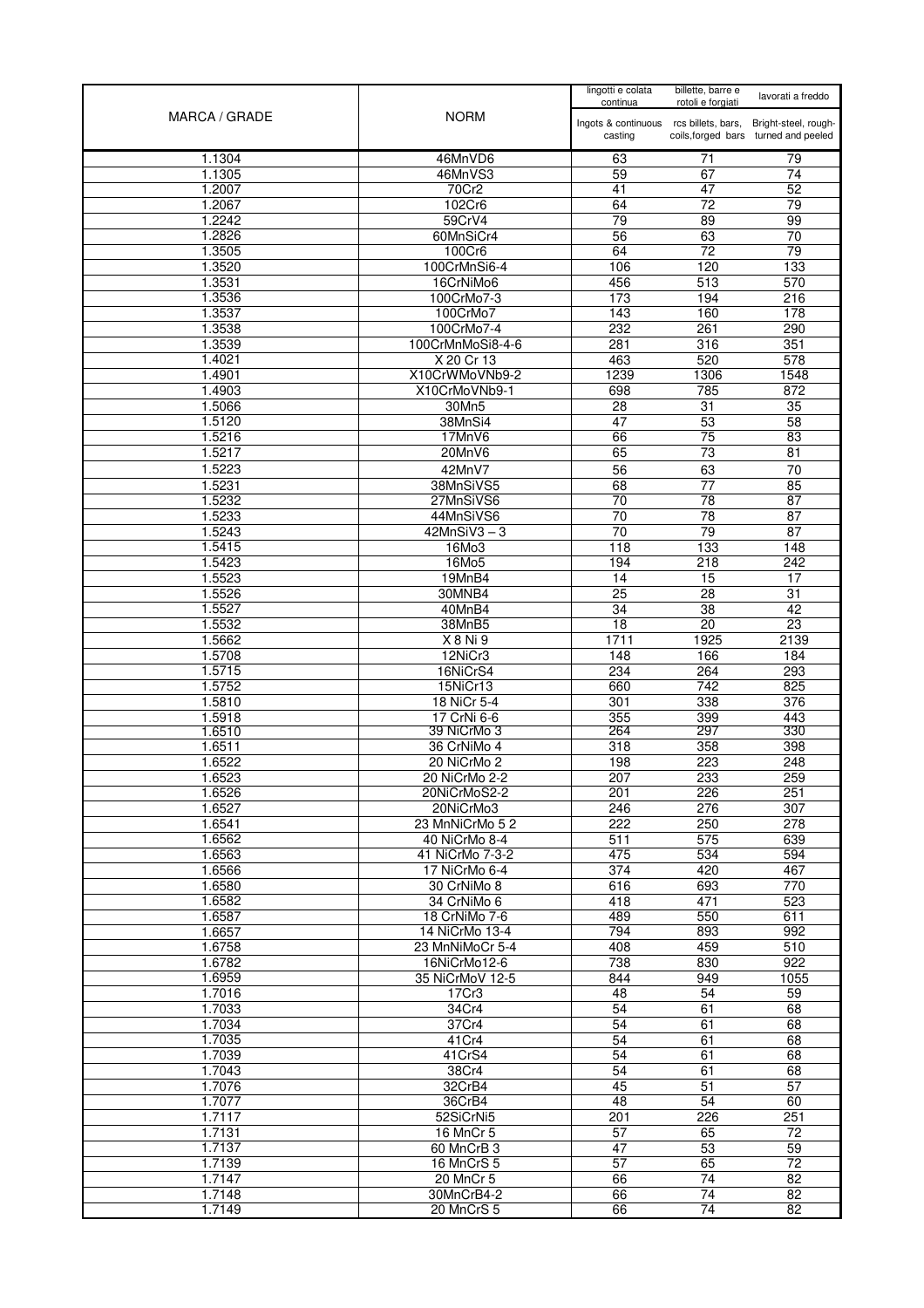| MARCA / GRADE | NORM | lingotti e colata continua | billette, barre e rotoli e forgiati | lavorati a freddo |
|---|---|---|---|---|
| | | Ingots & continuous casting | rcs billets, bars, coils,forged bars | Bright-steel, rough-turned and peeled |
| 1.1304 | 46MnVD6 | 63 | 71 | 79 |
| 1.1305 | 46MnVS3 | 59 | 67 | 74 |
| 1.2007 | 70Cr2 | 41 | 47 | 52 |
| 1.2067 | 102Cr6 | 64 | 72 | 79 |
| 1.2242 | 59CrV4 | 79 | 89 | 99 |
| 1.2826 | 60MnSiCr4 | 56 | 63 | 70 |
| 1.3505 | 100Cr6 | 64 | 72 | 79 |
| 1.3520 | 100CrMnSi6-4 | 106 | 120 | 133 |
| 1.3531 | 16CrNiMo6 | 456 | 513 | 570 |
| 1.3536 | 100CrMo7-3 | 173 | 194 | 216 |
| 1.3537 | 100CrMo7 | 143 | 160 | 178 |
| 1.3538 | 100CrMo7-4 | 232 | 261 | 290 |
| 1.3539 | 100CrMnMoSi8-4-6 | 281 | 316 | 351 |
| 1.4021 | X 20 Cr 13 | 463 | 520 | 578 |
| 1.4901 | X10CrWMoVNb9-2 | 1239 | 1306 | 1548 |
| 1.4903 | X10CrMoVNb9-1 | 698 | 785 | 872 |
| 1.5066 | 30Mn5 | 28 | 31 | 35 |
| 1.5120 | 38MnSi4 | 47 | 53 | 58 |
| 1.5216 | 17MnV6 | 66 | 75 | 83 |
| 1.5217 | 20MnV6 | 65 | 73 | 81 |
| 1.5223 | 42MnV7 | 56 | 63 | 70 |
| 1.5231 | 38MnSiVS5 | 68 | 77 | 85 |
| 1.5232 | 27MnSiVS6 | 70 | 78 | 87 |
| 1.5233 | 44MnSiVS6 | 70 | 78 | 87 |
| 1.5243 | 42MnSiV3 – 3 | 70 | 79 | 87 |
| 1.5415 | 16Mo3 | 118 | 133 | 148 |
| 1.5423 | 16Mo5 | 194 | 218 | 242 |
| 1.5523 | 19MnB4 | 14 | 15 | 17 |
| 1.5526 | 30MNB4 | 25 | 28 | 31 |
| 1.5527 | 40MnB4 | 34 | 38 | 42 |
| 1.5532 | 38MnB5 | 18 | 20 | 23 |
| 1.5662 | X 8 Ni 9 | 1711 | 1925 | 2139 |
| 1.5708 | 12NiCr3 | 148 | 166 | 184 |
| 1.5715 | 16NiCrS4 | 234 | 264 | 293 |
| 1.5752 | 15NiCr13 | 660 | 742 | 825 |
| 1.5810 | 18 NiCr 5-4 | 301 | 338 | 376 |
| 1.5918 | 17 CrNi 6-6 | 355 | 399 | 443 |
| 1.6510 | 39 NiCrMo 3 | 264 | 297 | 330 |
| 1.6511 | 36 CrNiMo 4 | 318 | 358 | 398 |
| 1.6522 | 20 NiCrMo 2 | 198 | 223 | 248 |
| 1.6523 | 20 NiCrMo 2-2 | 207 | 233 | 259 |
| 1.6526 | 20NiCrMoS2-2 | 201 | 226 | 251 |
| 1.6527 | 20NiCrMo3 | 246 | 276 | 307 |
| 1.6541 | 23 MnNiCrMo 5 2 | 222 | 250 | 278 |
| 1.6562 | 40 NiCrMo 8-4 | 511 | 575 | 639 |
| 1.6563 | 41 NiCrMo 7-3-2 | 475 | 534 | 594 |
| 1.6566 | 17 NiCrMo 6-4 | 374 | 420 | 467 |
| 1.6580 | 30 CrNiMo 8 | 616 | 693 | 770 |
| 1.6582 | 34 CrNiMo 6 | 418 | 471 | 523 |
| 1.6587 | 18 CrNiMo 7-6 | 489 | 550 | 611 |
| 1.6657 | 14 NiCrMo 13-4 | 794 | 893 | 992 |
| 1.6758 | 23 MnNiMoCr 5-4 | 408 | 459 | 510 |
| 1.6782 | 16NiCrMo12-6 | 738 | 830 | 922 |
| 1.6959 | 35 NiCrMoV 12-5 | 844 | 949 | 1055 |
| 1.7016 | 17Cr3 | 48 | 54 | 59 |
| 1.7033 | 34Cr4 | 54 | 61 | 68 |
| 1.7034 | 37Cr4 | 54 | 61 | 68 |
| 1.7035 | 41Cr4 | 54 | 61 | 68 |
| 1.7039 | 41CrS4 | 54 | 61 | 68 |
| 1.7043 | 38Cr4 | 54 | 61 | 68 |
| 1.7076 | 32CrB4 | 45 | 51 | 57 |
| 1.7077 | 36CrB4 | 48 | 54 | 60 |
| 1.7117 | 52SiCrNi5 | 201 | 226 | 251 |
| 1.7131 | 16 MnCr 5 | 57 | 65 | 72 |
| 1.7137 | 60 MnCrB 3 | 47 | 53 | 59 |
| 1.7139 | 16 MnCrS 5 | 57 | 65 | 72 |
| 1.7147 | 20 MnCr 5 | 66 | 74 | 82 |
| 1.7148 | 30MnCrB4-2 | 66 | 74 | 82 |
| 1.7149 | 20 MnCrS 5 | 66 | 74 | 82 |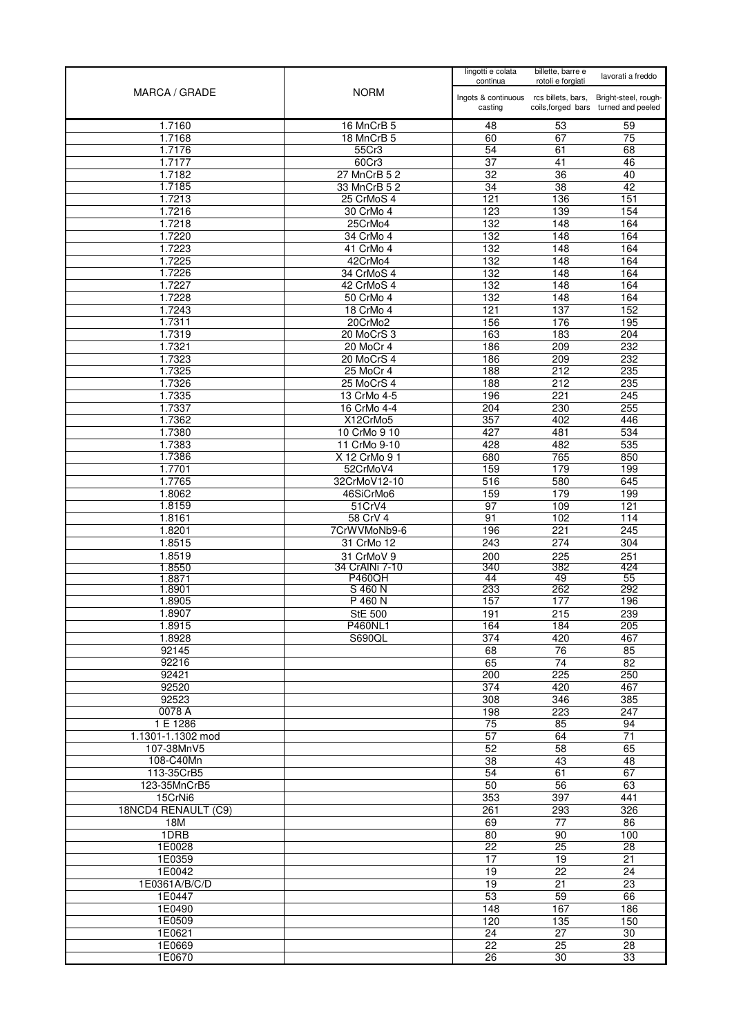| MARCA / GRADE | NORM | lingotti e colata continua<br>Ingots & continuous casting | billette, barre e rotoli e forgiati<br>rcs billets, bars, coils,forged bars | lavorati a freddo<br>Bright-steel, rough-turned and peeled |
|---|---|---|---|---|
| 1.7160 | 16 MnCrB 5 | 48 | 53 | 59 |
| 1.7168 | 18 MnCrB 5 | 60 | 67 | 75 |
| 1.7176 | 55Cr3 | 54 | 61 | 68 |
| 1.7177 | 60Cr3 | 37 | 41 | 46 |
| 1.7182 | 27 MnCrB 5 2 | 32 | 36 | 40 |
| 1.7185 | 33 MnCrB 5 2 | 34 | 38 | 42 |
| 1.7213 | 25 CrMoS 4 | 121 | 136 | 151 |
| 1.7216 | 30 CrMo 4 | 123 | 139 | 154 |
| 1.7218 | 25CrMo4 | 132 | 148 | 164 |
| 1.7220 | 34 CrMo 4 | 132 | 148 | 164 |
| 1.7223 | 41 CrMo 4 | 132 | 148 | 164 |
| 1.7225 | 42CrMo4 | 132 | 148 | 164 |
| 1.7226 | 34 CrMoS 4 | 132 | 148 | 164 |
| 1.7227 | 42 CrMoS 4 | 132 | 148 | 164 |
| 1.7228 | 50 CrMo 4 | 132 | 148 | 164 |
| 1.7243 | 18 CrMo 4 | 121 | 137 | 152 |
| 1.7311 | 20CrMo2 | 156 | 176 | 195 |
| 1.7319 | 20 MoCrS 3 | 163 | 183 | 204 |
| 1.7321 | 20 MoCr 4 | 186 | 209 | 232 |
| 1.7323 | 20 MoCrS 4 | 186 | 209 | 232 |
| 1.7325 | 25 MoCr 4 | 188 | 212 | 235 |
| 1.7326 | 25 MoCrS 4 | 188 | 212 | 235 |
| 1.7335 | 13 CrMo 4-5 | 196 | 221 | 245 |
| 1.7337 | 16 CrMo 4-4 | 204 | 230 | 255 |
| 1.7362 | X12CrMo5 | 357 | 402 | 446 |
| 1.7380 | 10 CrMo 9 10 | 427 | 481 | 534 |
| 1.7383 | 11 CrMo 9-10 | 428 | 482 | 535 |
| 1.7386 | X 12 CrMo 9 1 | 680 | 765 | 850 |
| 1.7701 | 52CrMoV4 | 159 | 179 | 199 |
| 1.7765 | 32CrMoV12-10 | 516 | 580 | 645 |
| 1.8062 | 46SiCrMo6 | 159 | 179 | 199 |
| 1.8159 | 51CrV4 | 97 | 109 | 121 |
| 1.8161 | 58 CrV 4 | 91 | 102 | 114 |
| 1.8201 | 7CrWVMoNb9-6 | 196 | 221 | 245 |
| 1.8515 | 31 CrMo 12 | 243 | 274 | 304 |
| 1.8519 | 31 CrMoV 9 | 200 | 225 | 251 |
| 1.8550 | 34 CrAlNi 7-10 | 340 | 382 | 424 |
| 1.8871 | P460QH | 44 | 49 | 55 |
| 1.8901 | S 460 N | 233 | 262 | 292 |
| 1.8905 | P 460 N | 157 | 177 | 196 |
| 1.8907 | StE 500 | 191 | 215 | 239 |
| 1.8915 | P460NL1 | 164 | 184 | 205 |
| 1.8928 | S690QL | 374 | 420 | 467 |
| 92145 | | 68 | 76 | 85 |
| 92216 | | 65 | 74 | 82 |
| 92421 | | 200 | 225 | 250 |
| 92520 | | 374 | 420 | 467 |
| 92523 | | 308 | 346 | 385 |
| 0078 A | | 198 | 223 | 247 |
| 1 E 1286 | | 75 | 85 | 94 |
| 1.1301-1.1302 mod | | 57 | 64 | 71 |
| 107-38MnV5 | | 52 | 58 | 65 |
| 108-C40Mn | | 38 | 43 | 48 |
| 113-35CrB5 | | 54 | 61 | 67 |
| 123-35MnCrB5 | | 50 | 56 | 63 |
| 15CrNi6 | | 353 | 397 | 441 |
| 18NCD4 RENAULT (C9) | | 261 | 293 | 326 |
| 18M | | 69 | 77 | 86 |
| 1DRB | | 80 | 90 | 100 |
| 1E0028 | | 22 | 25 | 28 |
| 1E0359 | | 17 | 19 | 21 |
| 1E0042 | | 19 | 22 | 24 |
| 1E0361A/B/C/D | | 19 | 21 | 23 |
| 1E0447 | | 53 | 59 | 66 |
| 1E0490 | | 148 | 167 | 186 |
| 1E0509 | | 120 | 135 | 150 |
| 1E0621 | | 24 | 27 | 30 |
| 1E0669 | | 22 | 25 | 28 |
| 1E0670 | | 26 | 30 | 33 |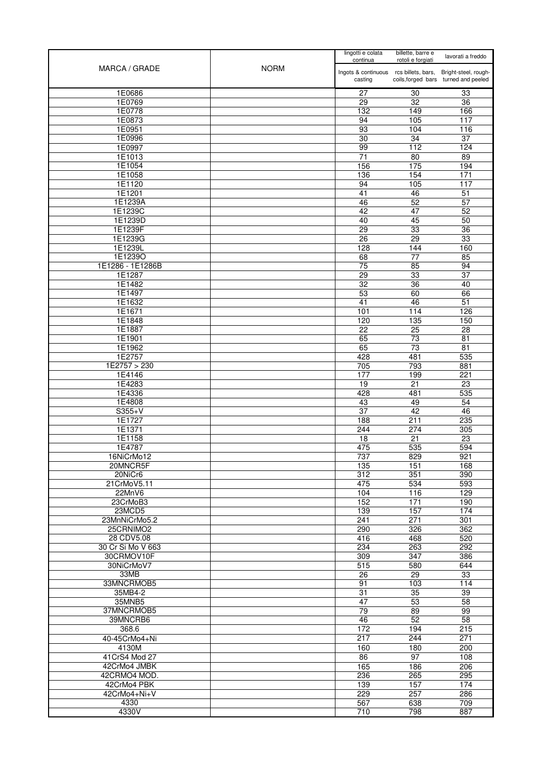| MARCA / GRADE | NORM | lingotti e colata continua<br>Ingots & continuous casting | billette, barre e rotoli e forgiati<br>rcs billets, bars, coils,forged bars | lavorati a freddo<br>Bright-steel, rough-turned and peeled |
|---|---|---|---|---|
| 1E0686 | | 27 | 30 | 33 |
| 1E0769 | | 29 | 32 | 36 |
| 1E0778 | | 132 | 149 | 166 |
| 1E0873 | | 94 | 105 | 117 |
| 1E0951 | | 93 | 104 | 116 |
| 1E0996 | | 30 | 34 | 37 |
| 1E0997 | | 99 | 112 | 124 |
| 1E1013 | | 71 | 80 | 89 |
| 1E1054 | | 156 | 175 | 194 |
| 1E1058 | | 136 | 154 | 171 |
| 1E1120 | | 94 | 105 | 117 |
| 1E1201 | | 41 | 46 | 51 |
| 1E1239A | | 46 | 52 | 57 |
| 1E1239C | | 42 | 47 | 52 |
| 1E1239D | | 40 | 45 | 50 |
| 1E1239F | | 29 | 33 | 36 |
| 1E1239G | | 26 | 29 | 33 |
| 1E1239L | | 128 | 144 | 160 |
| 1E1239O | | 68 | 77 | 85 |
| 1E1286 - 1E1286B | | 75 | 85 | 94 |
| 1E1287 | | 29 | 33 | 37 |
| 1E1482 | | 32 | 36 | 40 |
| 1E1497 | | 53 | 60 | 66 |
| 1E1632 | | 41 | 46 | 51 |
| 1E1671 | | 101 | 114 | 126 |
| 1E1848 | | 120 | 135 | 150 |
| 1E1887 | | 22 | 25 | 28 |
| 1E1901 | | 65 | 73 | 81 |
| 1E1962 | | 65 | 73 | 81 |
| 1E2757 | | 428 | 481 | 535 |
| 1E2757 > 230 | | 705 | 793 | 881 |
| 1E4146 | | 177 | 199 | 221 |
| 1E4283 | | 19 | 21 | 23 |
| 1E4336 | | 428 | 481 | 535 |
| 1E4808 | | 43 | 49 | 54 |
| S355+V | | 37 | 42 | 46 |
| 1E1727 | | 188 | 211 | 235 |
| 1E1371 | | 244 | 274 | 305 |
| 1E1158 | | 18 | 21 | 23 |
| 1E4787 | | 475 | 535 | 594 |
| 16NiCrMo12 | | 737 | 829 | 921 |
| 20MNCR5F | | 135 | 151 | 168 |
| 20NiCr6 | | 312 | 351 | 390 |
| 21CrMoV5.11 | | 475 | 534 | 593 |
| 22MnV6 | | 104 | 116 | 129 |
| 23CrMoB3 | | 152 | 171 | 190 |
| 23MCD5 | | 139 | 157 | 174 |
| 23MnNiCrMo5.2 | | 241 | 271 | 301 |
| 25CRNIMO2 | | 290 | 326 | 362 |
| 28 CDV5.08 | | 416 | 468 | 520 |
| 30 Cr Si Mo V 663 | | 234 | 263 | 292 |
| 30CRMOV10F | | 309 | 347 | 386 |
| 30NiCrMoV7 | | 515 | 580 | 644 |
| 33MB | | 26 | 29 | 33 |
| 33MNCRMOB5 | | 91 | 103 | 114 |
| 35MB4-2 | | 31 | 35 | 39 |
| 35MNB5 | | 47 | 53 | 58 |
| 37MNCRMOB5 | | 79 | 89 | 99 |
| 39MNCRB6 | | 46 | 52 | 58 |
| 368.6 | | 172 | 194 | 215 |
| 40-45CrMo4+Ni | | 217 | 244 | 271 |
| 4130M | | 160 | 180 | 200 |
| 41CrS4 Mod 27 | | 86 | 97 | 108 |
| 42CrMo4 JMBK | | 165 | 186 | 206 |
| 42CRMO4 MOD. | | 236 | 265 | 295 |
| 42CrMo4 PBK | | 139 | 157 | 174 |
| 42CrMo4+Ni+V | | 229 | 257 | 286 |
| 4330 | | 567 | 638 | 709 |
| 4330V | | 710 | 798 | 887 |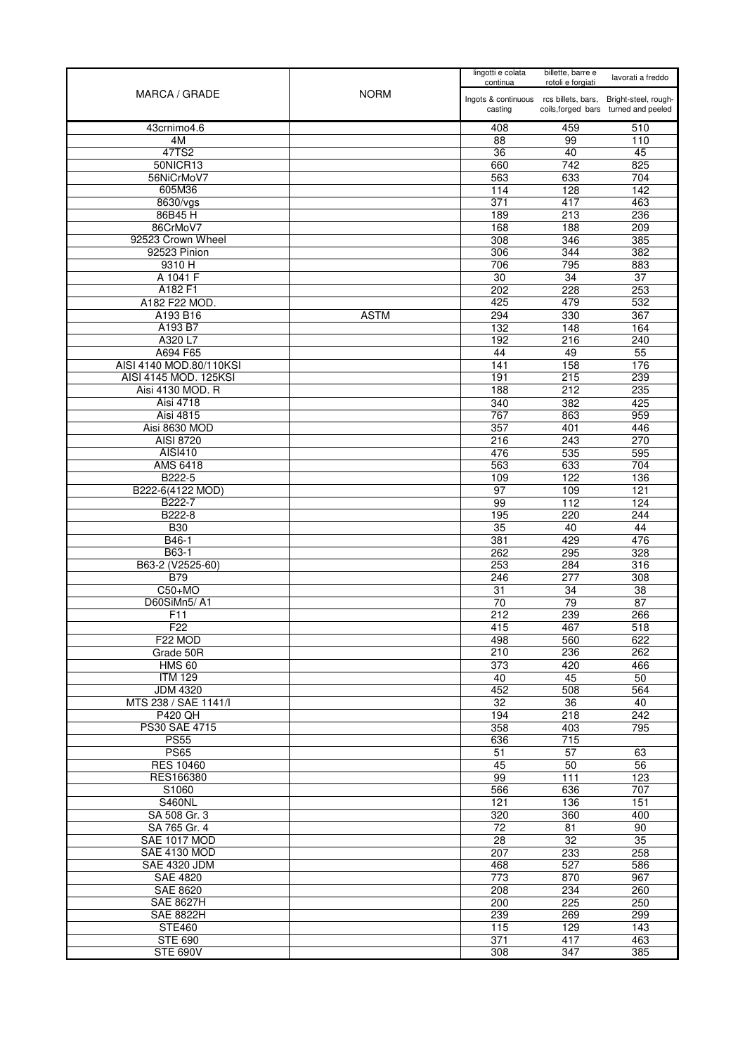| MARCA / GRADE | NORM | lingotti e colata continua<br>Ingots & continuous casting | billette, barre e rotoli e forgiati<br>rcs billets, bars, coils,forged bars | lavorati a freddo<br>Bright-steel, rough-turned and peeled |
|---|---|---|---|---|
| 43crnimo4.6 | | 408 | 459 | 510 |
| 4M | | 88 | 99 | 110 |
| 47TS2 | | 36 | 40 | 45 |
| 50NICR13 | | 660 | 742 | 825 |
| 56NiCrMoV7 | | 563 | 633 | 704 |
| 605M36 | | 114 | 128 | 142 |
| 8630/vgs | | 371 | 417 | 463 |
| 86B45 H | | 189 | 213 | 236 |
| 86CrMoV7 | | 168 | 188 | 209 |
| 92523 Crown Wheel | | 308 | 346 | 385 |
| 92523 Pinion | | 306 | 344 | 382 |
| 9310 H | | 706 | 795 | 883 |
| A 1041 F | | 30 | 34 | 37 |
| A182 F1 | | 202 | 228 | 253 |
| A182 F22 MOD. | | 425 | 479 | 532 |
| A193 B16 | ASTM | 294 | 330 | 367 |
| A193 B7 | | 132 | 148 | 164 |
| A320 L7 | | 192 | 216 | 240 |
| A694 F65 | | 44 | 49 | 55 |
| AISI 4140 MOD.80/110KSI | | 141 | 158 | 176 |
| AISI 4145 MOD. 125KSI | | 191 | 215 | 239 |
| Aisi 4130 MOD. R | | 188 | 212 | 235 |
| Aisi 4718 | | 340 | 382 | 425 |
| Aisi 4815 | | 767 | 863 | 959 |
| Aisi 8630 MOD | | 357 | 401 | 446 |
| AISI 8720 | | 216 | 243 | 270 |
| AISI410 | | 476 | 535 | 595 |
| AMS 6418 | | 563 | 633 | 704 |
| B222-5 | | 109 | 122 | 136 |
| B222-6(4122 MOD) | | 97 | 109 | 121 |
| B222-7 | | 99 | 112 | 124 |
| B222-8 | | 195 | 220 | 244 |
| B30 | | 35 | 40 | 44 |
| B46-1 | | 381 | 429 | 476 |
| B63-1 | | 262 | 295 | 328 |
| B63-2 (V2525-60) | | 253 | 284 | 316 |
| B79 | | 246 | 277 | 308 |
| C50+MO | | 31 | 34 | 38 |
| D60SiMn5/ A1 | | 70 | 79 | 87 |
| F11 | | 212 | 239 | 266 |
| F22 | | 415 | 467 | 518 |
| F22 MOD | | 498 | 560 | 622 |
| Grade 50R | | 210 | 236 | 262 |
| HMS 60 | | 373 | 420 | 466 |
| ITM 129 | | 40 | 45 | 50 |
| JDM 4320 | | 452 | 508 | 564 |
| MTS 238 / SAE 1141/I | | 32 | 36 | 40 |
| P420 QH | | 194 | 218 | 242 |
| PS30 SAE 4715 | | 358 | 403 | 795 |
| PS55 | | 636 | 715 | |
| PS65 | | 51 | 57 | 63 |
| RES 10460 | | 45 | 50 | 56 |
| RES166380 | | 99 | 111 | 123 |
| S1060 | | 566 | 636 | 707 |
| S460NL | | 121 | 136 | 151 |
| SA 508 Gr. 3 | | 320 | 360 | 400 |
| SA 765 Gr. 4 | | 72 | 81 | 90 |
| SAE 1017 MOD | | 28 | 32 | 35 |
| SAE 4130 MOD | | 207 | 233 | 258 |
| SAE 4320 JDM | | 468 | 527 | 586 |
| SAE 4820 | | 773 | 870 | 967 |
| SAE 8620 | | 208 | 234 | 260 |
| SAE 8627H | | 200 | 225 | 250 |
| SAE 8822H | | 239 | 269 | 299 |
| STE460 | | 115 | 129 | 143 |
| STE 690 | | 371 | 417 | 463 |
| STE 690V | | 308 | 347 | 385 |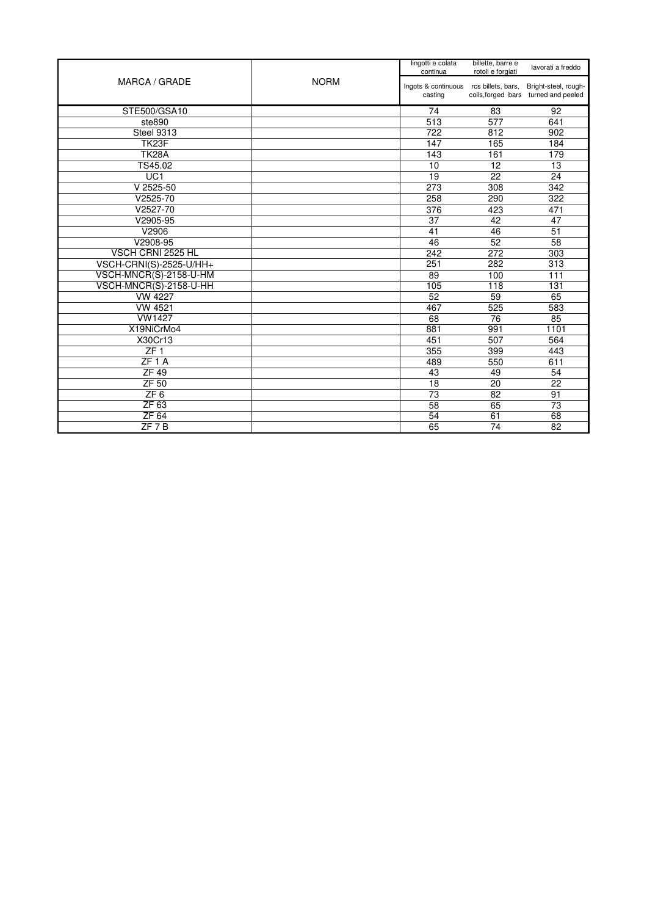| MARCA / GRADE | NORM | lingotti e colata continua<br>Ingots & continuous casting | billette, barre e rotoli e forgiati<br>rcs billets, bars, coils,forged bars | lavorati a freddo<br>Bright-steel, rough-turned and peeled |
|---|---|---|---|---|
| STE500/GSA10 | | 74 | 83 | 92 |
| ste890 | | 513 | 577 | 641 |
| Steel 9313 | | 722 | 812 | 902 |
| TK23F | | 147 | 165 | 184 |
| TK28A | | 143 | 161 | 179 |
| TS45.02 | | 10 | 12 | 13 |
| UC1 | | 19 | 22 | 24 |
| V 2525-50 | | 273 | 308 | 342 |
| V2525-70 | | 258 | 290 | 322 |
| V2527-70 | | 376 | 423 | 471 |
| V2905-95 | | 37 | 42 | 47 |
| V2906 | | 41 | 46 | 51 |
| V2908-95 | | 46 | 52 | 58 |
| VSCH CRNI 2525 HL | | 242 | 272 | 303 |
| VSCH-CRNI(S)-2525-U/HH+ | | 251 | 282 | 313 |
| VSCH-MNCR(S)-2158-U-HM | | 89 | 100 | 111 |
| VSCH-MNCR(S)-2158-U-HH | | 105 | 118 | 131 |
| VW 4227 | | 52 | 59 | 65 |
| VW 4521 | | 467 | 525 | 583 |
| VW1427 | | 68 | 76 | 85 |
| X19NiCrMo4 | | 881 | 991 | 1101 |
| X30Cr13 | | 451 | 507 | 564 |
| ZF 1 | | 355 | 399 | 443 |
| ZF 1 A | | 489 | 550 | 611 |
| ZF 49 | | 43 | 49 | 54 |
| ZF 50 | | 18 | 20 | 22 |
| ZF 6 | | 73 | 82 | 91 |
| ZF 63 | | 58 | 65 | 73 |
| ZF 64 | | 54 | 61 | 68 |
| ZF 7 B | | 65 | 74 | 82 |